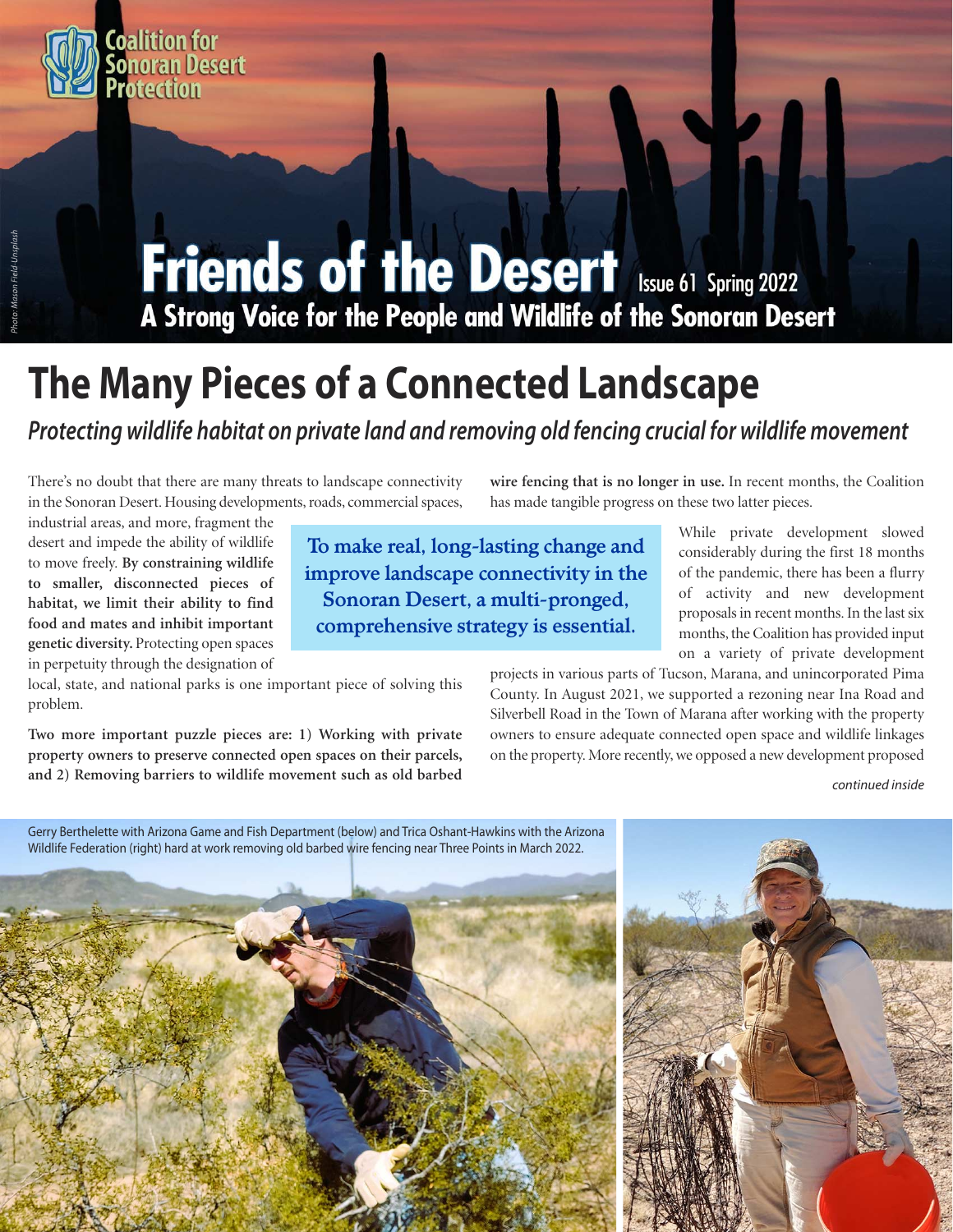Coalition for Sonoran Desert Protection

Photo: Mason Field Unsplash

# Friends of the Desert

Issue 61 Spring 2022

**A Strong Voice for the People and Wildlife of the Sonoran Desert**

# The Many Pieces of a Connected Landscape

*Protecting wildlife habitat on private land and removing old fencing crucial for wildlife movement*

There's no doubt that there are many threats to landscape connectivity in the Sonoran Desert. Housing developments, roads, commercial spaces, industrial areas, and more, fragment the desert and impede the ability of wildlife to move freely. **By constraining wildlife to smaller, disconnected pieces of habitat, we limit their ability to find food and mates and inhibit important genetic diversity.** Protecting open spaces in perpetuity through the designation of local, state, and national parks is one important piece of solving this problem.

**To make real, long-lasting change and improve landscape connectivity in the Sonoran Desert, a multi-pronged, comprehensive strategy is essential.**

**Two more important puzzle pieces are: 1) Working with private property owners to preserve connected open spaces on their parcels, and 2) Removing barriers to wildlife movement such as old barbed wire fencing that is no longer in use.** In recent months, the Coalition has made tangible progress on these two latter pieces.

While private development slowed considerably during the first 18 months of the pandemic, there has been a flurry of activity and new development proposals in recent months. In the last six months, the Coalition has provided input on a variety of private development projects in various parts of Tucson, Marana, and unincorporated Pima County. In August 2021, we supported a rezoning near Ina Road and Silverbell Road in the Town of Marana after working with the property owners to ensure adequate connected open space and wildlife linkages on the property. More recently, we opposed a new development proposed

*continued inside*

Gerry Berthelette with Arizona Game and Fish Department (below) and Trica Oshant-Hawkins with the Arizona Wildlife Federation (right) hard at work removing old barbed wire fencing near Three Points in March 2022.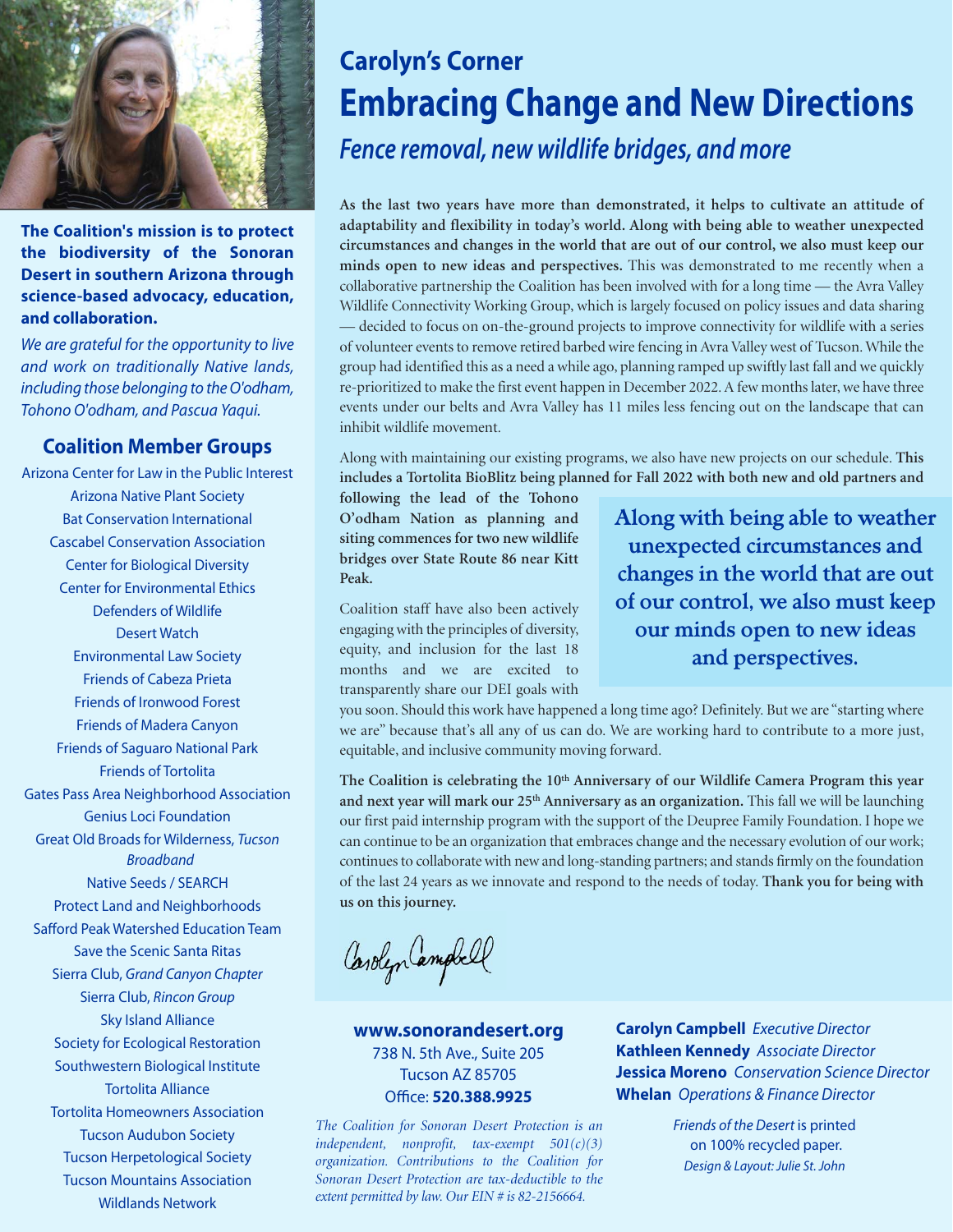# Carolyn's Corner

## Embracing Change and New Directions

### *Fence removal, new wildlife bridges, and more*

**As the last two years have more than demonstrated, it helps to cultivate an attitude of adaptability and flexibility in today's world. Along with being able to weather unexpected circumstances and changes in the world that are out of our control, we also must keep our minds open to new ideas and perspectives.** This was demonstrated to me recently when a collaborative partnership the Coalition has been involved with for a long time — the Avra Valley Wildlife Connectivity Working Group, which is largely focused on policy issues and data sharing — decided to focus on on-the-ground projects to improve connectivity for wildlife with a series of volunteer events to remove retired barbed wire fencing in Avra Valley west of Tucson. While the group had identified this as a need a while ago, planning ramped up swiftly last fall and we quickly re-prioritized to make the first event happen in December 2022. A few months later, we have three events under our belts and Avra Valley has 11 miles less fencing out on the landscape that can inhibit wildlife movement.

Along with maintaining our existing programs, we also have new projects on our schedule. **This includes a Tortolita BioBlitz being planned for Fall 2022 with both new and old partners and following the lead of the Tohono O'odham Nation as planning and siting commences for two new wildlife bridges over State Route 86 near Kitt Peak.**

> **Along with being able to weather unexpected circumstances and changes in the world that are out of our control, we also must keep our minds open to new ideas and perspectives.**

Coalition staff have also been actively engaging with the principles of diversity, equity, and inclusion for the last 18 months and we are excited to transparently share our DEI goals with you soon. Should this work have happened a long time ago? Definitely. But we are "starting where we are" because that's all any of us can do. We are working hard to contribute to a more just, equitable, and inclusive community moving forward.

**The Coalition is celebrating the 10th Anniversary of our Wildlife Camera Program this year and next year will mark our 25th Anniversary as an organization.** This fall we will be launching our first paid internship program with the support of the Deupree Family Foundation. I hope we can continue to be an organization that embraces change and the necessary evolution of our work; continues to collaborate with new and long-standing partners; and stands firmly on the foundation of the last 24 years as we innovate and respond to the needs of today. **Thank you for being with us on this journey.**

Carolyn Campbell

**The Coalition's mission is to protect the biodiversity of the Sonoran Desert in southern Arizona through science-based advocacy, education, and collaboration.**

*We are grateful for the opportunity to live and work on traditionally Native lands, including those belonging to the O'odham, Tohono O'odham, and Pascua Yaqui.*

### Coalition Member Groups

Arizona Center for Law in the Public Interest
Arizona Native Plant Society
Bat Conservation International
Cascabel Conservation Association
Center for Biological Diversity
Center for Environmental Ethics
Defenders of Wildlife
Desert Watch
Environmental Law Society
Friends of Cabeza Prieta
Friends of Ironwood Forest
Friends of Madera Canyon
Friends of Saguaro National Park
Friends of Tortolita
Gates Pass Area Neighborhood Association
Genius Loci Foundation
Great Old Broads for Wilderness, *Tucson Broadband*
Native Seeds / SEARCH
Protect Land and Neighborhoods
Safford Peak Watershed Education Team
Save the Scenic Santa Ritas
Sierra Club, *Grand Canyon Chapter*
Sierra Club, *Rincon Group*
Sky Island Alliance
Society for Ecological Restoration
Southwestern Biological Institute
Tortolita Alliance
Tortolita Homeowners Association
Tucson Audubon Society
Tucson Herpetological Society
Tucson Mountains Association
Wildlands Network

**www.sonorandesert.org**
738 N. 5th Ave., Suite 205
Tucson AZ 85705
Office: **520.388.9925**

*The Coalition for Sonoran Desert Protection is an independent, nonprofit, tax-exempt 501(c)(3) organization. Contributions to the Coalition for Sonoran Desert Protection are tax-deductible to the extent permitted by law. Our EIN # is 82-2156664.*

**Carolyn Campbell** *Executive Director*
**Kathleen Kennedy** *Associate Director*
**Jessica Moreno** *Conservation Science Director*
**Whelan** *Operations & Finance Director*

*Friends of the Desert* is printed on 100% recycled paper.
*Design & Layout: Julie St. John*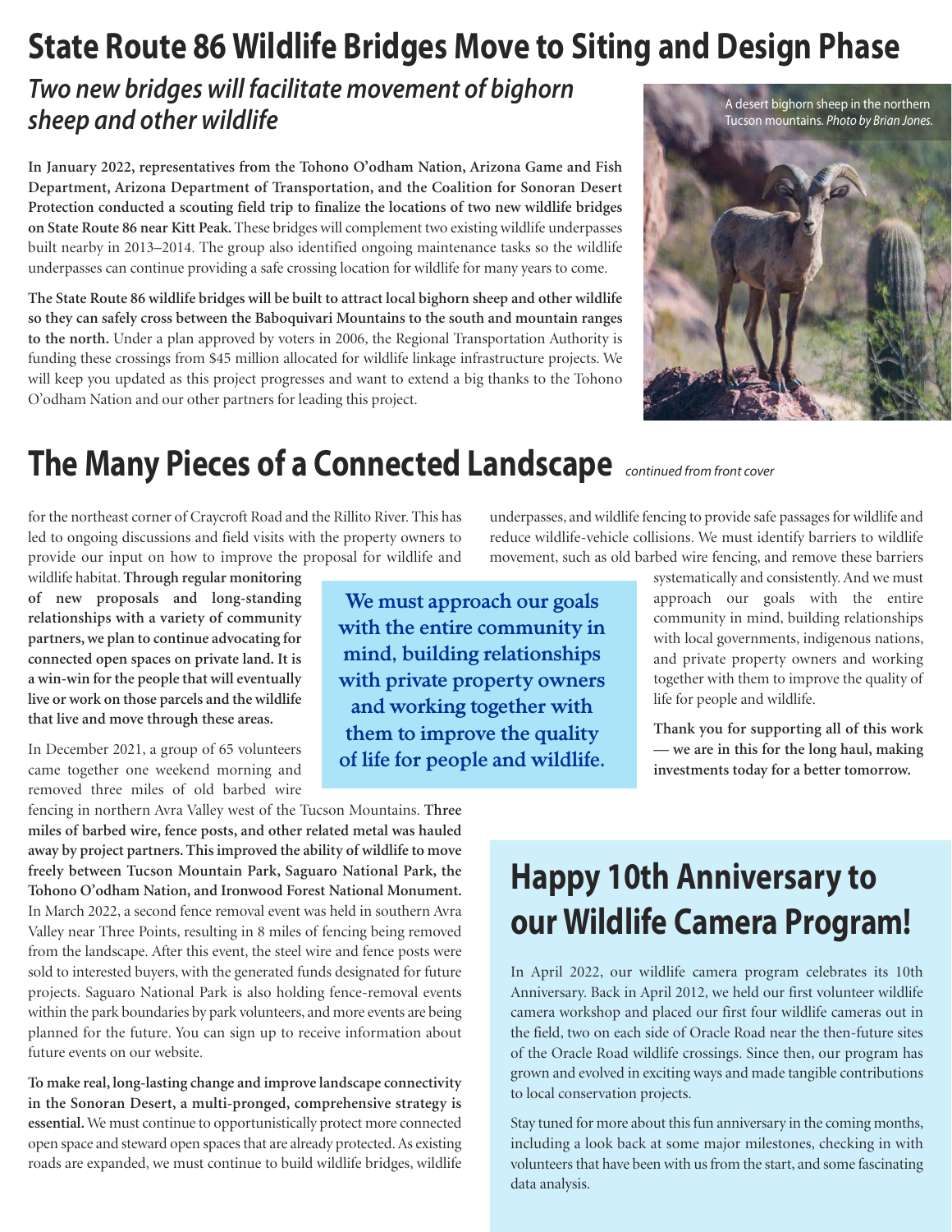# State Route 86 Wildlife Bridges Move to Siting and Design Phase

## *Two new bridges will facilitate movement of bighorn sheep and other wildlife*

A desert bighorn sheep in the northern Tucson mountains. *Photo by Brian Jones.*

**In January 2022, representatives from the Tohono O'odham Nation, Arizona Game and Fish Department, Arizona Department of Transportation, and the Coalition for Sonoran Desert Protection conducted a scouting field trip to finalize the locations of two new wildlife bridges on State Route 86 near Kitt Peak.** These bridges will complement two existing wildlife underpasses built nearby in 2013–2014. The group also identified ongoing maintenance tasks so the wildlife underpasses can continue providing a safe crossing location for wildlife for many years to come.

**The State Route 86 wildlife bridges will be built to attract local bighorn sheep and other wildlife so they can safely cross between the Baboquivari Mountains to the south and mountain ranges to the north.** Under a plan approved by voters in 2006, the Regional Transportation Authority is funding these crossings from $45 million allocated for wildlife linkage infrastructure projects. We will keep you updated as this project progresses and want to extend a big thanks to the Tohono O'odham Nation and our other partners for leading this project.

# The Many Pieces of a Connected Landscape *continued from front cover*

for the northeast corner of Craycroft Road and the Rillito River. This has led to ongoing discussions and field visits with the property owners to provide our input on how to improve the proposal for wildlife and wildlife habitat. **Through regular monitoring of new proposals and long-standing relationships with a variety of community partners, we plan to continue advocating for connected open spaces on private land. It is a win-win for the people that will eventually live or work on those parcels and the wildlife that live and move through these areas.**

In December 2021, a group of 65 volunteers came together one weekend morning and removed three miles of old barbed wire fencing in northern Avra Valley west of the Tucson Mountains. **Three miles of barbed wire, fence posts, and other related metal was hauled away by project partners. This improved the ability of wildlife to move freely between Tucson Mountain Park, Saguaro National Park, the Tohono O'odham Nation, and Ironwood Forest National Monument.** In March 2022, a second fence removal event was held in southern Avra Valley near Three Points, resulting in 8 miles of fencing being removed from the landscape. After this event, the steel wire and fence posts were sold to interested buyers, with the generated funds designated for future projects. Saguaro National Park is also holding fence-removal events within the park boundaries by park volunteers, and more events are being planned for the future. You can sign up to receive information about future events on our website.

**To make real, long-lasting change and improve landscape connectivity in the Sonoran Desert, a multi-pronged, comprehensive strategy is essential.** We must continue to opportunistically protect more connected open space and steward open spaces that are already protected. As existing roads are expanded, we must continue to build wildlife bridges, wildlife underpasses, and wildlife fencing to provide safe passages for wildlife and reduce wildlife-vehicle collisions. We must identify barriers to wildlife movement, such as old barbed wire fencing, and remove these barriers systematically and consistently. And we must approach our goals with the entire community in mind, building relationships with local governments, indigenous nations, and private property owners and working together with them to improve the quality of life for people and wildlife.

> **We must approach our goals with the entire community in mind, building relationships with private property owners and working together with them to improve the quality of life for people and wildlife.**

**Thank you for supporting all of this work — we are in this for the long haul, making investments today for a better tomorrow.**

# Happy 10th Anniversary to our Wildlife Camera Program!

In April 2022, our wildlife camera program celebrates its 10th Anniversary. Back in April 2012, we held our first volunteer wildlife camera workshop and placed our first four wildlife cameras out in the field, two on each side of Oracle Road near the then-future sites of the Oracle Road wildlife crossings. Since then, our program has grown and evolved in exciting ways and made tangible contributions to local conservation projects.

Stay tuned for more about this fun anniversary in the coming months, including a look back at some major milestones, checking in with volunteers that have been with us from the start, and some fascinating data analysis.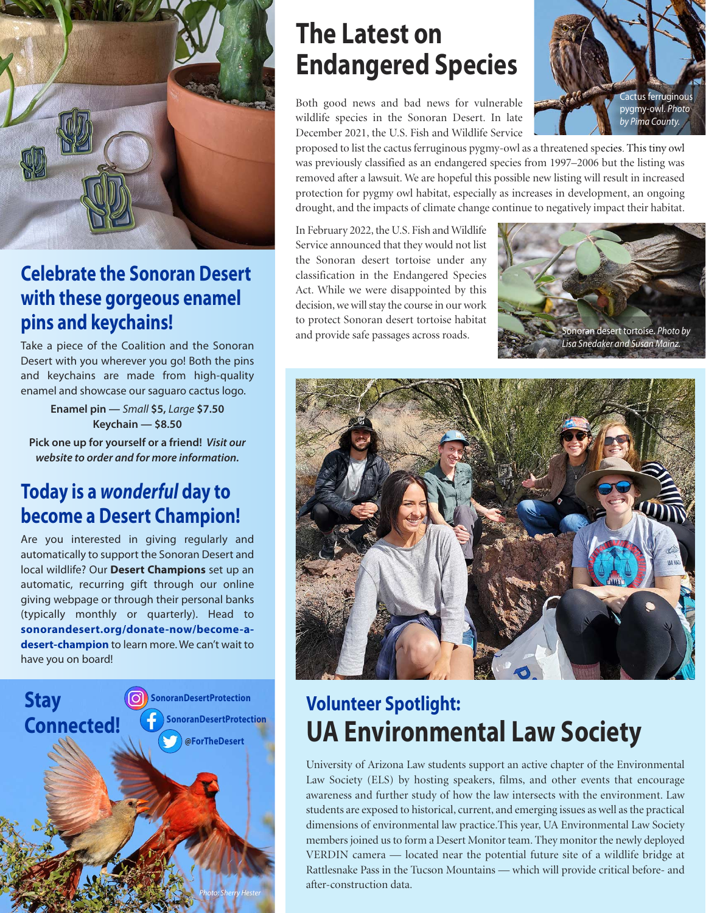## Celebrate the Sonoran Desert with these gorgeous enamel pins and keychains!

Take a piece of the Coalition and the Sonoran Desert with you wherever you go! Both the pins and keychains are made from high-quality enamel and showcase our saguaro cactus logo.

**Enamel pin —** *Small* **$5,** *Large* **$7.50**
**Keychain — $8.50**

**Pick one up for yourself or a friend!** ***Visit our website to order and for more information.***

## Today is a *wonderful* day to become a Desert Champion!

Are you interested in giving regularly and automatically to support the Sonoran Desert and local wildlife? Our **Desert Champions** set up an automatic, recurring gift through our online giving webpage or through their personal banks (typically monthly or quarterly). Head to **sonorandesert.org/donate-now/become-a-desert-champion** to learn more. We can't wait to have you on board!

## Stay Connected!

SonoranDesertProtection

SonoranDesertProtection

@ForTheDesert

*Photo: Sherry Hester*

# The Latest on Endangered Species

Both good news and bad news for vulnerable wildlife species in the Sonoran Desert. In late December 2021, the U.S. Fish and Wildlife Service proposed to list the cactus ferruginous pygmy-owl as a threatened species. This tiny owl was previously classified as an endangered species from 1997–2006 but the listing was removed after a lawsuit. We are hopeful this possible new listing will result in increased protection for pygmy owl habitat, especially as increases in development, an ongoing drought, and the impacts of climate change continue to negatively impact their habitat.

Cactus ferruginous pygmy-owl. *Photo by Pima County.*

In February 2022, the U.S. Fish and Wildlife Service announced that they would not list the Sonoran desert tortoise under any classification in the Endangered Species Act. While we were disappointed by this decision, we will stay the course in our work to protect Sonoran desert tortoise habitat and provide safe passages across roads.

Sonoran desert tortoise. *Photo by Lisa Snedaker and Susan Mainz.*

### Volunteer Spotlight:

## UA Environmental Law Society

University of Arizona Law students support an active chapter of the Environmental Law Society (ELS) by hosting speakers, films, and other events that encourage awareness and further study of how the law intersects with the environment. Law students are exposed to historical, current, and emerging issues as well as the practical dimensions of environmental law practice.This year, UA Environmental Law Society members joined us to form a Desert Monitor team. They monitor the newly deployed VERDIN camera — located near the potential future site of a wildlife bridge at Rattlesnake Pass in the Tucson Mountains — which will provide critical before- and after-construction data.